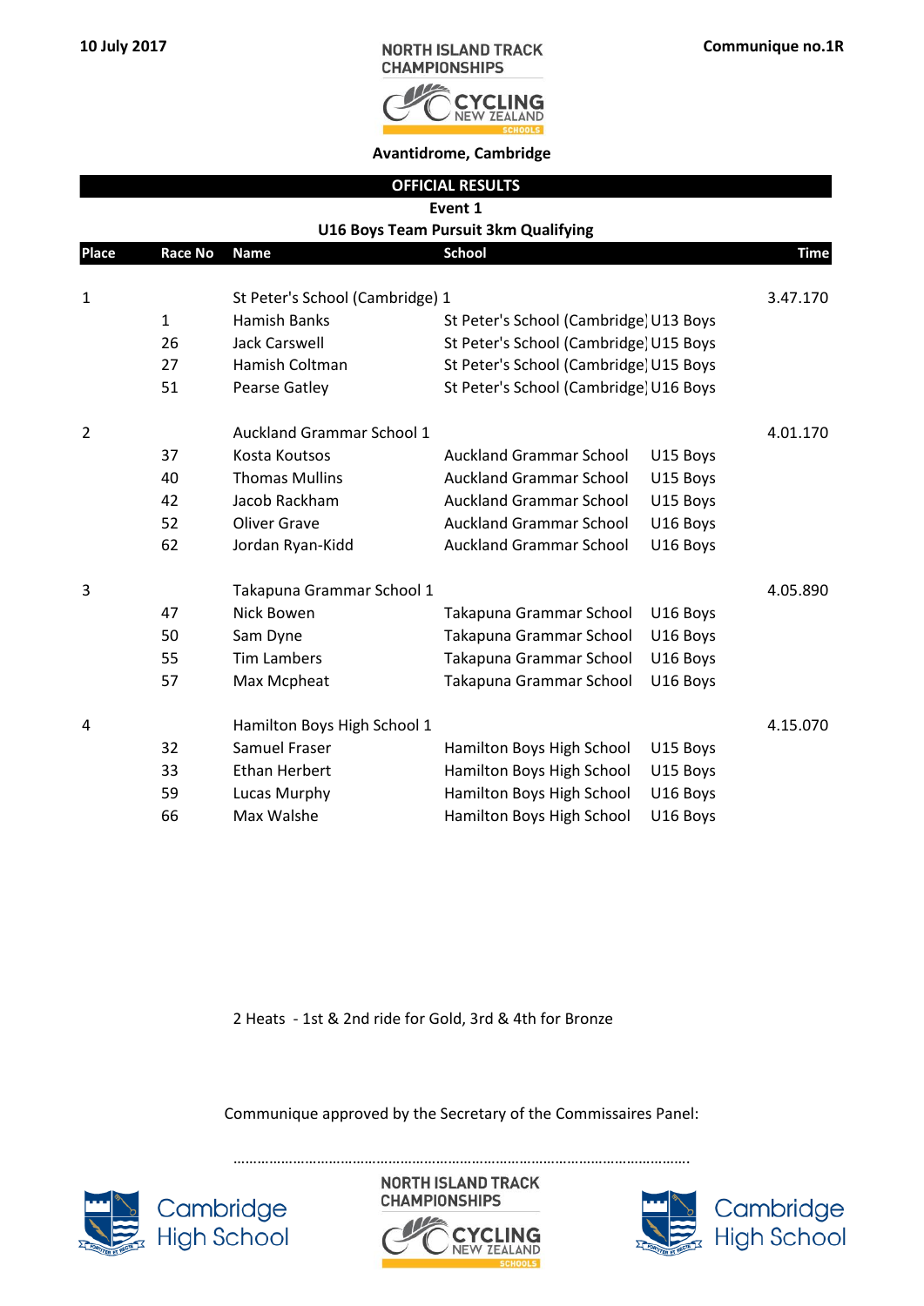**10 July 2017** | NORTH ISLAND TRACK CHAMPIONSHIPS | **Communique no.1R**

CYCLING NEW ZEALAND SCHOOLS

**Avantidrome, Cambridge**

**OFFICIAL RESULTS**

**Event 1**

**U16 Boys Team Pursuit 3km Qualifying**

| Place | Race No | Name | School | | Time |
|---|---|---|---|---|---|
| 1 | | St Peter's School (Cambridge) 1 | | | 3.47.170 |
| | 1 | Hamish Banks | St Peter's School (Cambridge) | U13 Boys | |
| | 26 | Jack Carswell | St Peter's School (Cambridge) | U15 Boys | |
| | 27 | Hamish Coltman | St Peter's School (Cambridge) | U15 Boys | |
| | 51 | Pearse Gatley | St Peter's School (Cambridge) | U16 Boys | |
| 2 | | Auckland Grammar School 1 | | | 4.01.170 |
| | 37 | Kosta Koutsos | Auckland Grammar School | U15 Boys | |
| | 40 | Thomas Mullins | Auckland Grammar School | U15 Boys | |
| | 42 | Jacob Rackham | Auckland Grammar School | U15 Boys | |
| | 52 | Oliver Grave | Auckland Grammar School | U16 Boys | |
| | 62 | Jordan Ryan-Kidd | Auckland Grammar School | U16 Boys | |
| 3 | | Takapuna Grammar School 1 | | | 4.05.890 |
| | 47 | Nick Bowen | Takapuna Grammar School | U16 Boys | |
| | 50 | Sam Dyne | Takapuna Grammar School | U16 Boys | |
| | 55 | Tim Lambers | Takapuna Grammar School | U16 Boys | |
| | 57 | Max Mcpheat | Takapuna Grammar School | U16 Boys | |
| 4 | | Hamilton Boys High School 1 | | | 4.15.070 |
| | 32 | Samuel Fraser | Hamilton Boys High School | U15 Boys | |
| | 33 | Ethan Herbert | Hamilton Boys High School | U15 Boys | |
| | 59 | Lucas Murphy | Hamilton Boys High School | U16 Boys | |
| | 66 | Max Walshe | Hamilton Boys High School | U16 Boys | |

2 Heats - 1st & 2nd ride for Gold, 3rd & 4th for Bronze

Communique approved by the Secretary of the Commissaires Panel:

……………………………………………………………………………………………

Cambridge High School | NORTH ISLAND TRACK CHAMPIONSHIPS CYCLING NEW ZEALAND SCHOOLS | Cambridge High School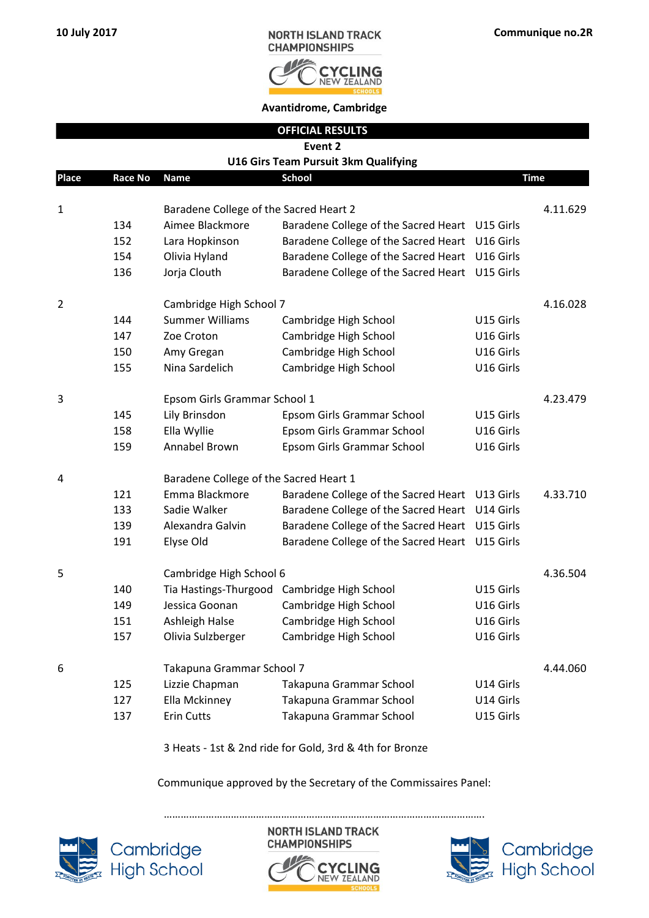10 July 2017

NORTH ISLAND TRACK CHAMPIONSHIPS

Communique no.2R

Avantidrome, Cambridge

## OFFICIAL RESULTS

### Event 2

### U16 Girs Team Pursuit 3km Qualifying

| Place | Race No | Name | School | | Time |
|---|---|---|---|---|---|
| 1 | | Baradene College of the Sacred Heart 2 | | | 4.11.629 |
| | 134 | Aimee Blackmore | Baradene College of the Sacred Heart | U15 Girls | |
| | 152 | Lara Hopkinson | Baradene College of the Sacred Heart | U16 Girls | |
| | 154 | Olivia Hyland | Baradene College of the Sacred Heart | U16 Girls | |
| | 136 | Jorja Clouth | Baradene College of the Sacred Heart | U15 Girls | |
| 2 | | Cambridge High School 7 | | | 4.16.028 |
| | 144 | Summer Williams | Cambridge High School | U15 Girls | |
| | 147 | Zoe Croton | Cambridge High School | U16 Girls | |
| | 150 | Amy Gregan | Cambridge High School | U16 Girls | |
| | 155 | Nina Sardelich | Cambridge High School | U16 Girls | |
| 3 | | Epsom Girls Grammar School 1 | | | 4.23.479 |
| | 145 | Lily Brinsdon | Epsom Girls Grammar School | U15 Girls | |
| | 158 | Ella Wyllie | Epsom Girls Grammar School | U16 Girls | |
| | 159 | Annabel Brown | Epsom Girls Grammar School | U16 Girls | |
| 4 | | Baradene College of the Sacred Heart 1 | | | |
| | 121 | Emma Blackmore | Baradene College of the Sacred Heart | U13 Girls | 4.33.710 |
| | 133 | Sadie Walker | Baradene College of the Sacred Heart | U14 Girls | |
| | 139 | Alexandra Galvin | Baradene College of the Sacred Heart | U15 Girls | |
| | 191 | Elyse Old | Baradene College of the Sacred Heart | U15 Girls | |
| 5 | | Cambridge High School 6 | | | 4.36.504 |
| | 140 | Tia Hastings-Thurgood | Cambridge High School | U15 Girls | |
| | 149 | Jessica Goonan | Cambridge High School | U16 Girls | |
| | 151 | Ashleigh Halse | Cambridge High School | U16 Girls | |
| | 157 | Olivia Sulzberger | Cambridge High School | U16 Girls | |
| 6 | | Takapuna Grammar School 7 | | | 4.44.060 |
| | 125 | Lizzie Chapman | Takapuna Grammar School | U14 Girls | |
| | 127 | Ella Mckinney | Takapuna Grammar School | U14 Girls | |
| | 137 | Erin Cutts | Takapuna Grammar School | U15 Girls | |

3 Heats - 1st & 2nd ride for Gold, 3rd & 4th for Bronze

Communique approved by the Secretary of the Commissaires Panel:

………………………………………………………………………………………………….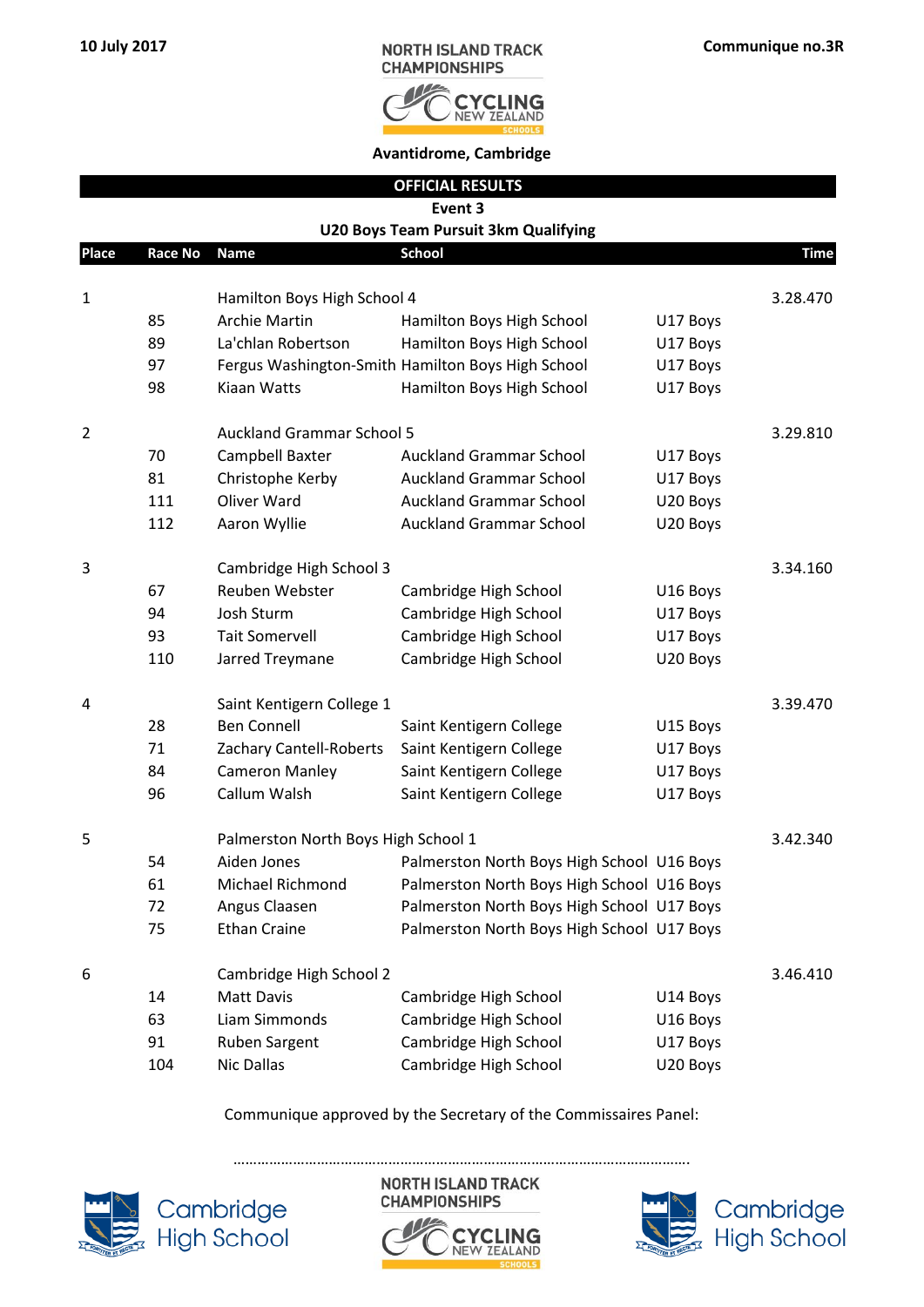10 July 2017

NORTH ISLAND TRACK CHAMPIONSHIPS

Communique no.3R

Avantidrome, Cambridge

**OFFICIAL RESULTS**

**Event 3**

**U20 Boys Team Pursuit 3km Qualifying**

| Place | Race No | Name | School | | Time |
|---|---|---|---|---|---|
| 1 | | Hamilton Boys High School 4 | | | 3.28.470 |
| | 85 | Archie Martin | Hamilton Boys High School | U17 Boys | |
| | 89 | La'chlan Robertson | Hamilton Boys High School | U17 Boys | |
| | 97 | Fergus Washington-Smith | Hamilton Boys High School | U17 Boys | |
| | 98 | Kiaan Watts | Hamilton Boys High School | U17 Boys | |
| 2 | | Auckland Grammar School 5 | | | 3.29.810 |
| | 70 | Campbell Baxter | Auckland Grammar School | U17 Boys | |
| | 81 | Christophe Kerby | Auckland Grammar School | U17 Boys | |
| | 111 | Oliver Ward | Auckland Grammar School | U20 Boys | |
| | 112 | Aaron Wyllie | Auckland Grammar School | U20 Boys | |
| 3 | | Cambridge High School 3 | | | 3.34.160 |
| | 67 | Reuben Webster | Cambridge High School | U16 Boys | |
| | 94 | Josh Sturm | Cambridge High School | U17 Boys | |
| | 93 | Tait Somervell | Cambridge High School | U17 Boys | |
| | 110 | Jarred Treymane | Cambridge High School | U20 Boys | |
| 4 | | Saint Kentigern College 1 | | | 3.39.470 |
| | 28 | Ben Connell | Saint Kentigern College | U15 Boys | |
| | 71 | Zachary Cantell-Roberts | Saint Kentigern College | U17 Boys | |
| | 84 | Cameron Manley | Saint Kentigern College | U17 Boys | |
| | 96 | Callum Walsh | Saint Kentigern College | U17 Boys | |
| 5 | | Palmerston North Boys High School 1 | | | 3.42.340 |
| | 54 | Aiden Jones | Palmerston North Boys High School | U16 Boys | |
| | 61 | Michael Richmond | Palmerston North Boys High School | U16 Boys | |
| | 72 | Angus Claasen | Palmerston North Boys High School | U17 Boys | |
| | 75 | Ethan Craine | Palmerston North Boys High School | U17 Boys | |
| 6 | | Cambridge High School 2 | | | 3.46.410 |
| | 14 | Matt Davis | Cambridge High School | U14 Boys | |
| | 63 | Liam Simmonds | Cambridge High School | U16 Boys | |
| | 91 | Ruben Sargent | Cambridge High School | U17 Boys | |
| | 104 | Nic Dallas | Cambridge High School | U20 Boys | |

Communique approved by the Secretary of the Commissaires Panel:

.....................................................................................................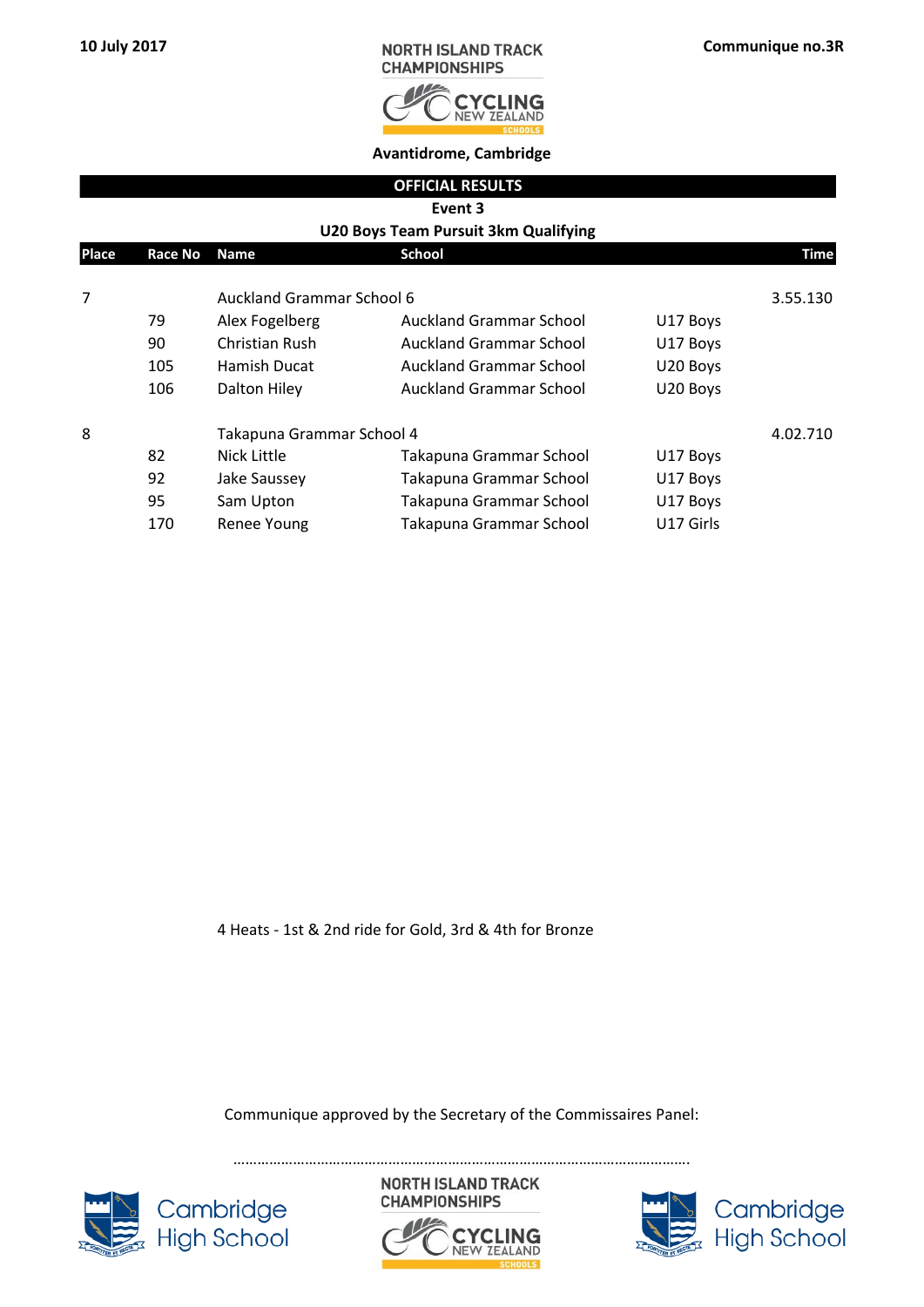10 July 2017

NORTH ISLAND TRACK CHAMPIONSHIPS

Communique no.3R

**Avantidrome, Cambridge**

**OFFICIAL RESULTS**

**Event 3**

**U20 Boys Team Pursuit 3km Qualifying**

| Place | Race No | Name | School | | Time |
|---|---|---|---|---|---|
| 7 | | Auckland Grammar School 6 | | | 3.55.130 |
| | 79 | Alex Fogelberg | Auckland Grammar School | U17 Boys | |
| | 90 | Christian Rush | Auckland Grammar School | U17 Boys | |
| | 105 | Hamish Ducat | Auckland Grammar School | U20 Boys | |
| | 106 | Dalton Hiley | Auckland Grammar School | U20 Boys | |
| 8 | | Takapuna Grammar School 4 | | | 4.02.710 |
| | 82 | Nick Little | Takapuna Grammar School | U17 Boys | |
| | 92 | Jake Saussey | Takapuna Grammar School | U17 Boys | |
| | 95 | Sam Upton | Takapuna Grammar School | U17 Boys | |
| | 170 | Renee Young | Takapuna Grammar School | U17 Girls | |

4 Heats - 1st & 2nd ride for Gold, 3rd & 4th for Bronze

Communique approved by the Secretary of the Commissaires Panel:

……………………………………………………………………………………………….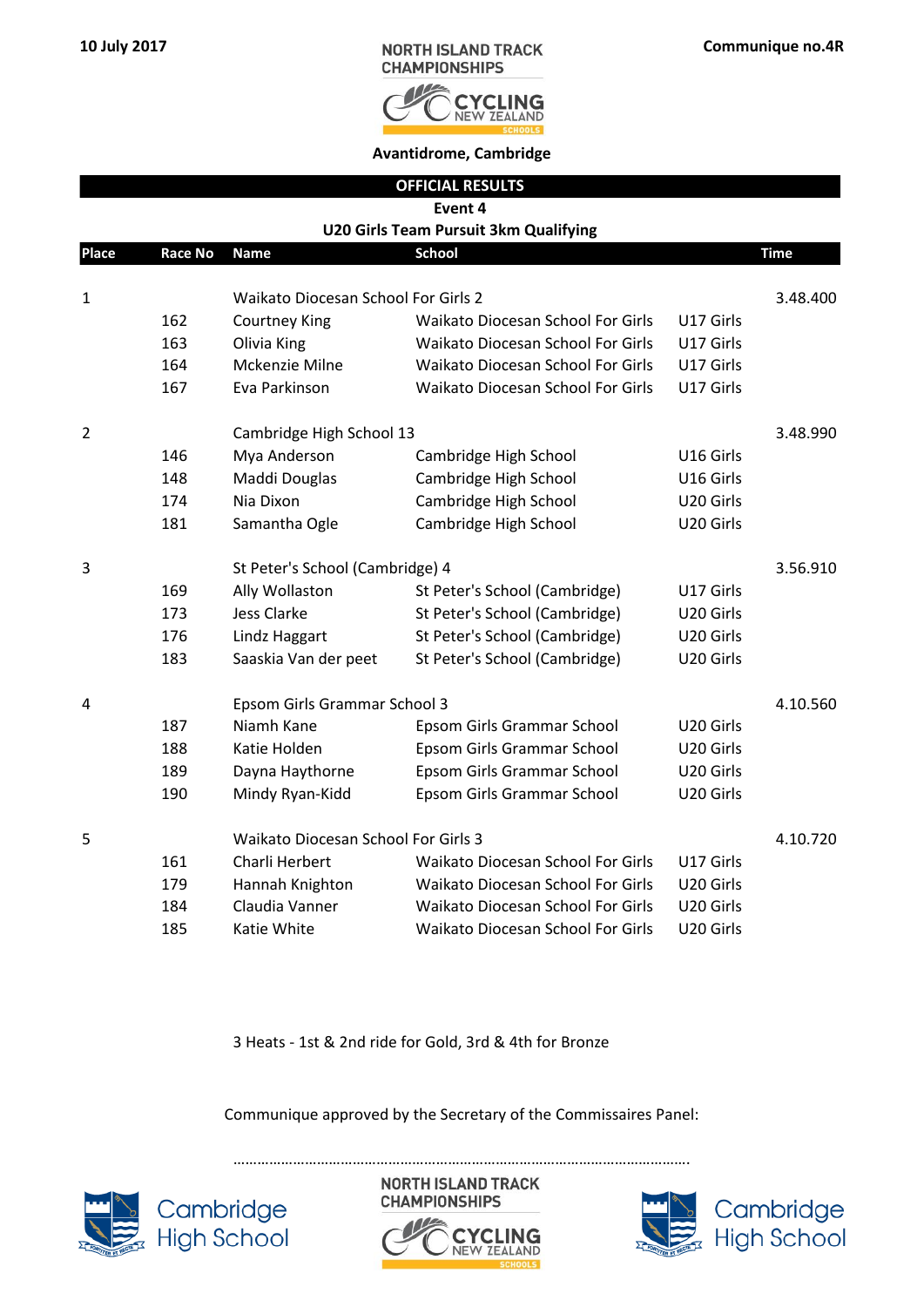10 July 2017

NORTH ISLAND TRACK CHAMPIONSHIPS

Communique no.4R

**Avantidrome, Cambridge**

## OFFICIAL RESULTS

### Event 4

### U20 Girls Team Pursuit 3km Qualifying

| Place | Race No | Name | School | | Time |
|---|---|---|---|---|---|
| 1 | | Waikato Diocesan School For Girls 2 | | | 3.48.400 |
| | 162 | Courtney King | Waikato Diocesan School For Girls | U17 Girls | |
| | 163 | Olivia King | Waikato Diocesan School For Girls | U17 Girls | |
| | 164 | Mckenzie Milne | Waikato Diocesan School For Girls | U17 Girls | |
| | 167 | Eva Parkinson | Waikato Diocesan School For Girls | U17 Girls | |
| 2 | | Cambridge High School 13 | | | 3.48.990 |
| | 146 | Mya Anderson | Cambridge High School | U16 Girls | |
| | 148 | Maddi Douglas | Cambridge High School | U16 Girls | |
| | 174 | Nia Dixon | Cambridge High School | U20 Girls | |
| | 181 | Samantha Ogle | Cambridge High School | U20 Girls | |
| 3 | | St Peter's School (Cambridge) 4 | | | 3.56.910 |
| | 169 | Ally Wollaston | St Peter's School (Cambridge) | U17 Girls | |
| | 173 | Jess Clarke | St Peter's School (Cambridge) | U20 Girls | |
| | 176 | Lindz Haggart | St Peter's School (Cambridge) | U20 Girls | |
| | 183 | Saaskia Van der peet | St Peter's School (Cambridge) | U20 Girls | |
| 4 | | Epsom Girls Grammar School 3 | | | 4.10.560 |
| | 187 | Niamh Kane | Epsom Girls Grammar School | U20 Girls | |
| | 188 | Katie Holden | Epsom Girls Grammar School | U20 Girls | |
| | 189 | Dayna Haythorne | Epsom Girls Grammar School | U20 Girls | |
| | 190 | Mindy Ryan-Kidd | Epsom Girls Grammar School | U20 Girls | |
| 5 | | Waikato Diocesan School For Girls 3 | | | 4.10.720 |
| | 161 | Charli Herbert | Waikato Diocesan School For Girls | U17 Girls | |
| | 179 | Hannah Knighton | Waikato Diocesan School For Girls | U20 Girls | |
| | 184 | Claudia Vanner | Waikato Diocesan School For Girls | U20 Girls | |
| | 185 | Katie White | Waikato Diocesan School For Girls | U20 Girls | |

3 Heats - 1st & 2nd ride for Gold, 3rd & 4th for Bronze

Communique approved by the Secretary of the Commissaires Panel:

.....................................................................................................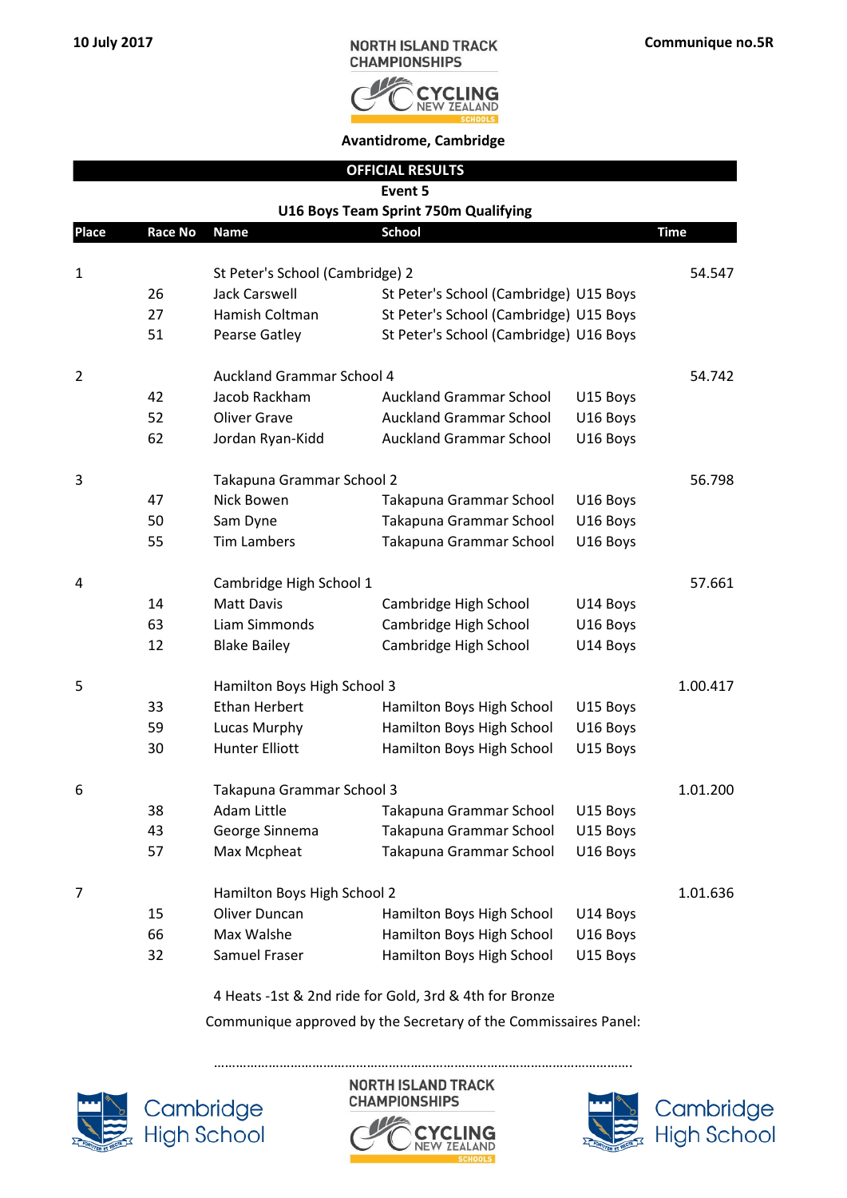10 July 2017

NORTH ISLAND TRACK CHAMPIONSHIPS

Communique no.5R

**Avantidrome, Cambridge**

## OFFICIAL RESULTS

**Event 5**

**U16 Boys Team Sprint 750m Qualifying**

| Place | Race No | Name | School | | Time |
|---|---|---|---|---|---|
| 1 | | St Peter's School (Cambridge) 2 | | | 54.547 |
| | 26 | Jack Carswell | St Peter's School (Cambridge) | U15 Boys | |
| | 27 | Hamish Coltman | St Peter's School (Cambridge) | U15 Boys | |
| | 51 | Pearse Gatley | St Peter's School (Cambridge) | U16 Boys | |
| 2 | | Auckland Grammar School 4 | | | 54.742 |
| | 42 | Jacob Rackham | Auckland Grammar School | U15 Boys | |
| | 52 | Oliver Grave | Auckland Grammar School | U16 Boys | |
| | 62 | Jordan Ryan-Kidd | Auckland Grammar School | U16 Boys | |
| 3 | | Takapuna Grammar School 2 | | | 56.798 |
| | 47 | Nick Bowen | Takapuna Grammar School | U16 Boys | |
| | 50 | Sam Dyne | Takapuna Grammar School | U16 Boys | |
| | 55 | Tim Lambers | Takapuna Grammar School | U16 Boys | |
| 4 | | Cambridge High School 1 | | | 57.661 |
| | 14 | Matt Davis | Cambridge High School | U14 Boys | |
| | 63 | Liam Simmonds | Cambridge High School | U16 Boys | |
| | 12 | Blake Bailey | Cambridge High School | U14 Boys | |
| 5 | | Hamilton Boys High School 3 | | | 1.00.417 |
| | 33 | Ethan Herbert | Hamilton Boys High School | U15 Boys | |
| | 59 | Lucas Murphy | Hamilton Boys High School | U16 Boys | |
| | 30 | Hunter Elliott | Hamilton Boys High School | U15 Boys | |
| 6 | | Takapuna Grammar School 3 | | | 1.01.200 |
| | 38 | Adam Little | Takapuna Grammar School | U15 Boys | |
| | 43 | George Sinnema | Takapuna Grammar School | U15 Boys | |
| | 57 | Max Mcpheat | Takapuna Grammar School | U16 Boys | |
| 7 | | Hamilton Boys High School 2 | | | 1.01.636 |
| | 15 | Oliver Duncan | Hamilton Boys High School | U14 Boys | |
| | 66 | Max Walshe | Hamilton Boys High School | U16 Boys | |
| | 32 | Samuel Fraser | Hamilton Boys High School | U15 Boys | |

4 Heats -1st & 2nd ride for Gold, 3rd & 4th for Bronze

Communique approved by the Secretary of the Commissaires Panel:

.............................................................................................................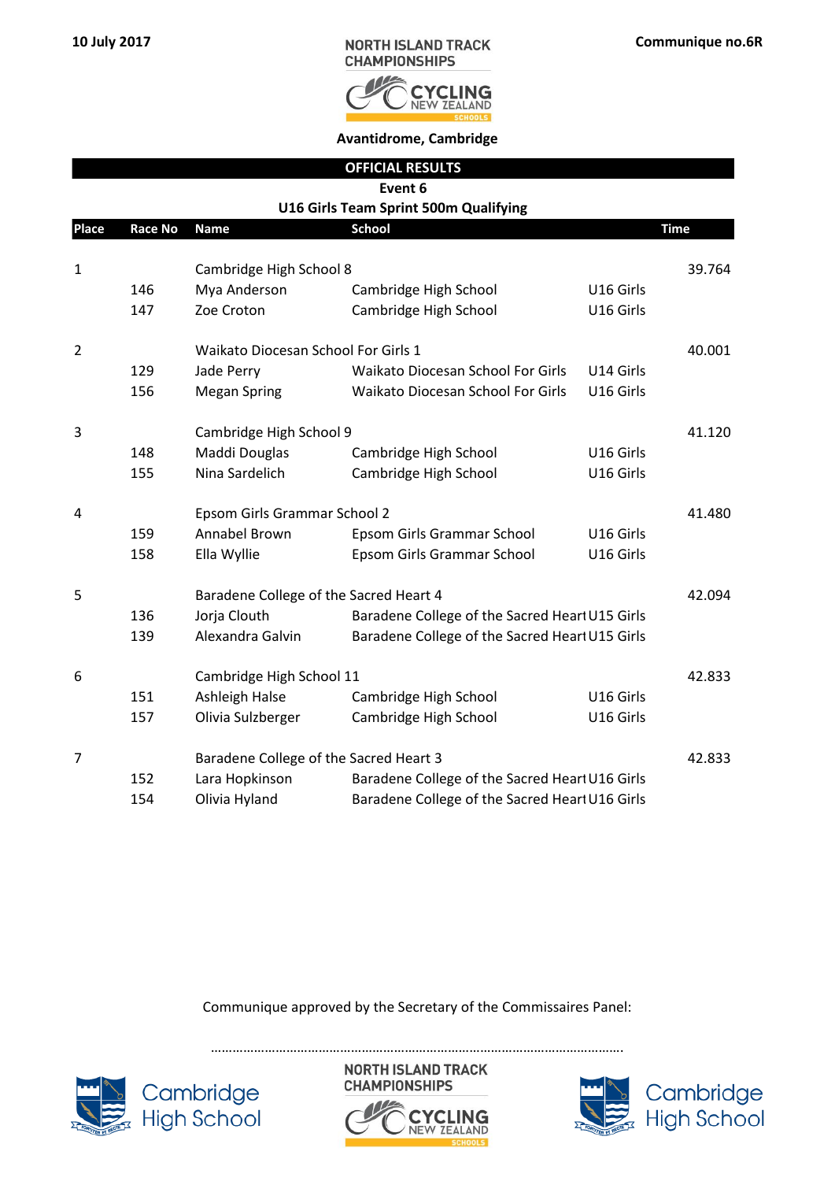10 July 2017

NORTH ISLAND TRACK CHAMPIONSHIPS

Communique no.6R

Avantidrome, Cambridge

**OFFICIAL RESULTS**

**Event 6**

**U16 Girls Team Sprint 500m Qualifying**

| Place | Race No | Name | School | | Time |
|---|---|---|---|---|---|
| 1 | | Cambridge High School 8 | | | 39.764 |
| | 146 | Mya Anderson | Cambridge High School | U16 Girls | |
| | 147 | Zoe Croton | Cambridge High School | U16 Girls | |
| 2 | | Waikato Diocesan School For Girls 1 | | | 40.001 |
| | 129 | Jade Perry | Waikato Diocesan School For Girls | U14 Girls | |
| | 156 | Megan Spring | Waikato Diocesan School For Girls | U16 Girls | |
| 3 | | Cambridge High School 9 | | | 41.120 |
| | 148 | Maddi Douglas | Cambridge High School | U16 Girls | |
| | 155 | Nina Sardelich | Cambridge High School | U16 Girls | |
| 4 | | Epsom Girls Grammar School 2 | | | 41.480 |
| | 159 | Annabel Brown | Epsom Girls Grammar School | U16 Girls | |
| | 158 | Ella Wyllie | Epsom Girls Grammar School | U16 Girls | |
| 5 | | Baradene College of the Sacred Heart 4 | | | 42.094 |
| | 136 | Jorja Clouth | Baradene College of the Sacred Heart | U15 Girls | |
| | 139 | Alexandra Galvin | Baradene College of the Sacred Heart | U15 Girls | |
| 6 | | Cambridge High School 11 | | | 42.833 |
| | 151 | Ashleigh Halse | Cambridge High School | U16 Girls | |
| | 157 | Olivia Sulzberger | Cambridge High School | U16 Girls | |
| 7 | | Baradene College of the Sacred Heart 3 | | | 42.833 |
| | 152 | Lara Hopkinson | Baradene College of the Sacred Heart | U16 Girls | |
| | 154 | Olivia Hyland | Baradene College of the Sacred Heart | U16 Girls | |

Communique approved by the Secretary of the Commissaires Panel:

…………………………………………………………………………………………………….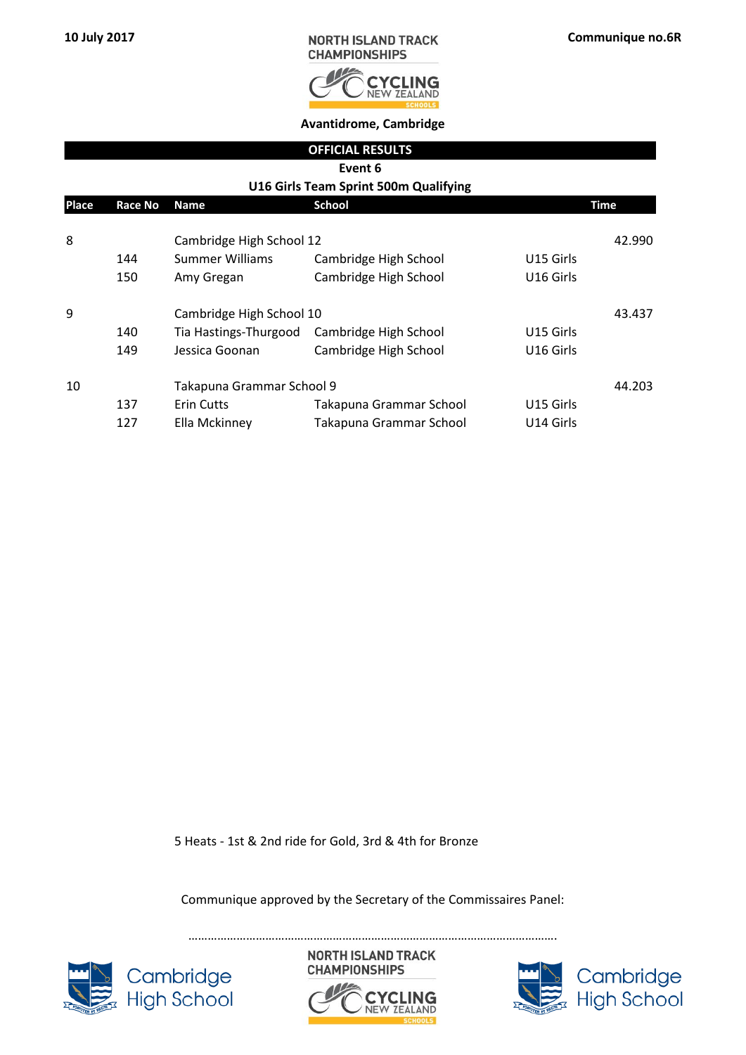10 July 2017

NORTH ISLAND TRACK CHAMPIONSHIPS

Communique no.6R

**Avantidrome, Cambridge**

## OFFICIAL RESULTS

**Event 6**

**U16 Girls Team Sprint 500m Qualifying**

| Place | Race No | Name | School | | Time |
|---|---|---|---|---|---|
| 8 | | Cambridge High School 12 | | | 42.990 |
| | 144 | Summer Williams | Cambridge High School | U15 Girls | |
| | 150 | Amy Gregan | Cambridge High School | U16 Girls | |
| 9 | | Cambridge High School 10 | | | 43.437 |
| | 140 | Tia Hastings-Thurgood | Cambridge High School | U15 Girls | |
| | 149 | Jessica Goonan | Cambridge High School | U16 Girls | |
| 10 | | Takapuna Grammar School 9 | | | 44.203 |
| | 137 | Erin Cutts | Takapuna Grammar School | U15 Girls | |
| | 127 | Ella Mckinney | Takapuna Grammar School | U14 Girls | |

5 Heats - 1st & 2nd ride for Gold, 3rd & 4th for Bronze

Communique approved by the Secretary of the Commissaires Panel:

……………………………………………………………………………………………………

Cambridge High School

NORTH ISLAND TRACK CHAMPIONSHIPS

Cambridge High School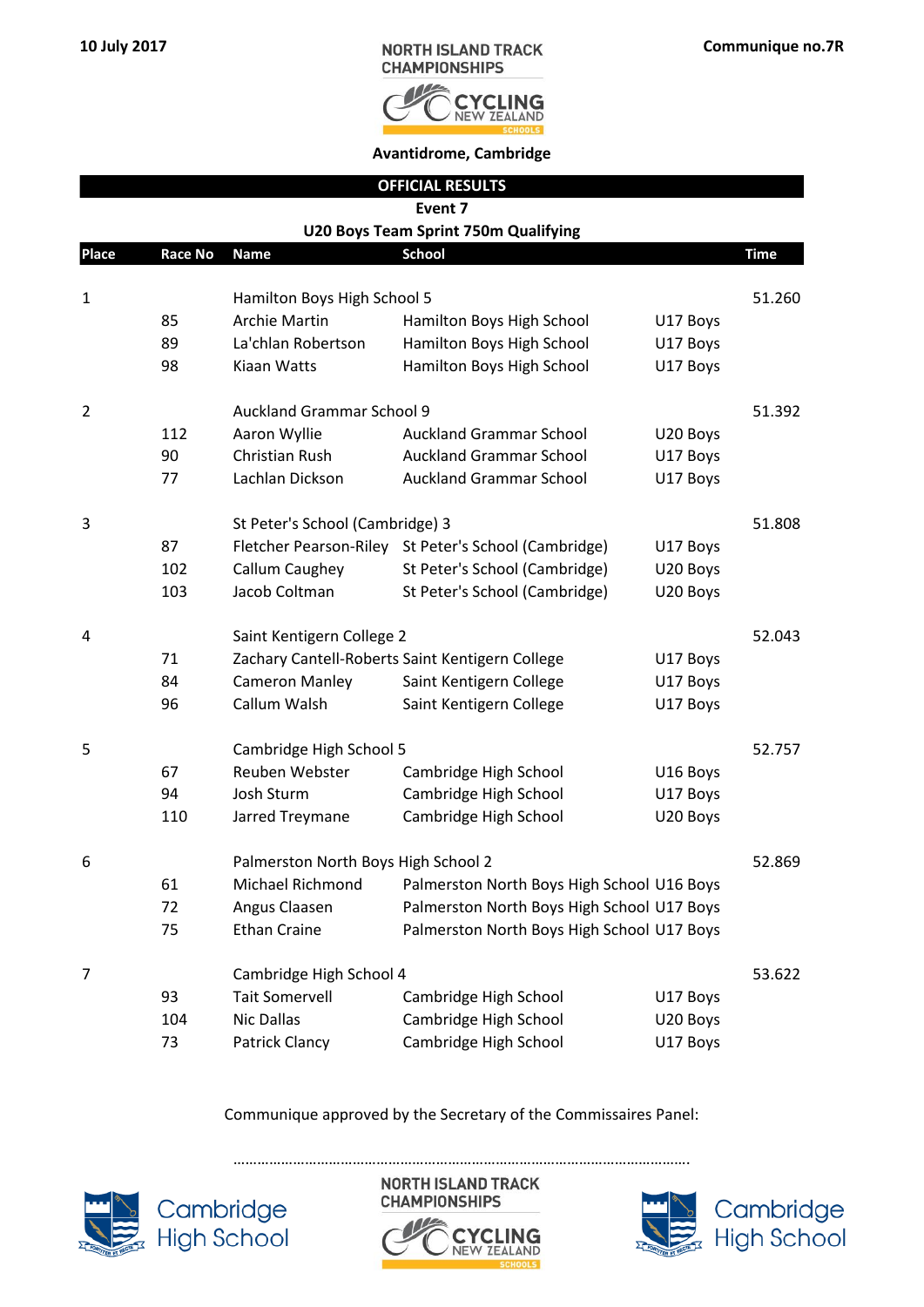10 July 2017

**NORTH ISLAND TRACK CHAMPIONSHIPS**

**Communique no.7R**

**Avantidrome, Cambridge**

## OFFICIAL RESULTS

### Event 7

### U20 Boys Team Sprint 750m Qualifying

| Place | Race No | Name | School | | Time |
|---|---|---|---|---|---|
| 1 | | Hamilton Boys High School 5 | | | 51.260 |
| | 85 | Archie Martin | Hamilton Boys High School | U17 Boys | |
| | 89 | La'chlan Robertson | Hamilton Boys High School | U17 Boys | |
| | 98 | Kiaan Watts | Hamilton Boys High School | U17 Boys | |
| 2 | | Auckland Grammar School 9 | | | 51.392 |
| | 112 | Aaron Wyllie | Auckland Grammar School | U20 Boys | |
| | 90 | Christian Rush | Auckland Grammar School | U17 Boys | |
| | 77 | Lachlan Dickson | Auckland Grammar School | U17 Boys | |
| 3 | | St Peter's School (Cambridge) 3 | | | 51.808 |
| | 87 | Fletcher Pearson-Riley | St Peter's School (Cambridge) | U17 Boys | |
| | 102 | Callum Caughey | St Peter's School (Cambridge) | U20 Boys | |
| | 103 | Jacob Coltman | St Peter's School (Cambridge) | U20 Boys | |
| 4 | | Saint Kentigern College 2 | | | 52.043 |
| | 71 | Zachary Cantell-Roberts | Saint Kentigern College | U17 Boys | |
| | 84 | Cameron Manley | Saint Kentigern College | U17 Boys | |
| | 96 | Callum Walsh | Saint Kentigern College | U17 Boys | |
| 5 | | Cambridge High School 5 | | | 52.757 |
| | 67 | Reuben Webster | Cambridge High School | U16 Boys | |
| | 94 | Josh Sturm | Cambridge High School | U17 Boys | |
| | 110 | Jarred Treymane | Cambridge High School | U20 Boys | |
| 6 | | Palmerston North Boys High School 2 | | | 52.869 |
| | 61 | Michael Richmond | Palmerston North Boys High School | U16 Boys | |
| | 72 | Angus Claasen | Palmerston North Boys High School | U17 Boys | |
| | 75 | Ethan Craine | Palmerston North Boys High School | U17 Boys | |
| 7 | | Cambridge High School 4 | | | 53.622 |
| | 93 | Tait Somervell | Cambridge High School | U17 Boys | |
| | 104 | Nic Dallas | Cambridge High School | U20 Boys | |
| | 73 | Patrick Clancy | Cambridge High School | U17 Boys | |

Communique approved by the Secretary of the Commissaires Panel:

.............................................................................................................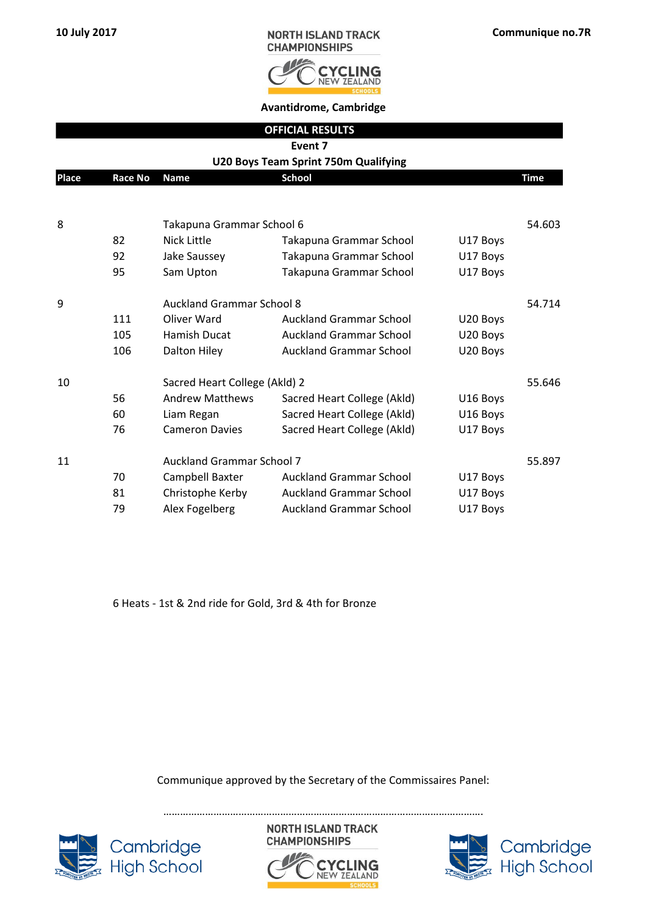10 July 2017

NORTH ISLAND TRACK CHAMPIONSHIPS

Communique no.7R

**Avantidrome, Cambridge**

## OFFICIAL RESULTS

**Event 7**

**U20 Boys Team Sprint 750m Qualifying**

| Place | Race No | Name | School | | Time |
|---|---|---|---|---|---|
| 8 | | Takapuna Grammar School 6 | | | 54.603 |
| | 82 | Nick Little | Takapuna Grammar School | U17 Boys | |
| | 92 | Jake Saussey | Takapuna Grammar School | U17 Boys | |
| | 95 | Sam Upton | Takapuna Grammar School | U17 Boys | |
| 9 | | Auckland Grammar School 8 | | | 54.714 |
| | 111 | Oliver Ward | Auckland Grammar School | U20 Boys | |
| | 105 | Hamish Ducat | Auckland Grammar School | U20 Boys | |
| | 106 | Dalton Hiley | Auckland Grammar School | U20 Boys | |
| 10 | | Sacred Heart College (Akld) 2 | | | 55.646 |
| | 56 | Andrew Matthews | Sacred Heart College (Akld) | U16 Boys | |
| | 60 | Liam Regan | Sacred Heart College (Akld) | U16 Boys | |
| | 76 | Cameron Davies | Sacred Heart College (Akld) | U17 Boys | |
| 11 | | Auckland Grammar School 7 | | | 55.897 |
| | 70 | Campbell Baxter | Auckland Grammar School | U17 Boys | |
| | 81 | Christophe Kerby | Auckland Grammar School | U17 Boys | |
| | 79 | Alex Fogelberg | Auckland Grammar School | U17 Boys | |

6 Heats - 1st & 2nd ride for Gold, 3rd & 4th for Bronze

Communique approved by the Secretary of the Commissaires Panel:

…………………………………………………………………………………………………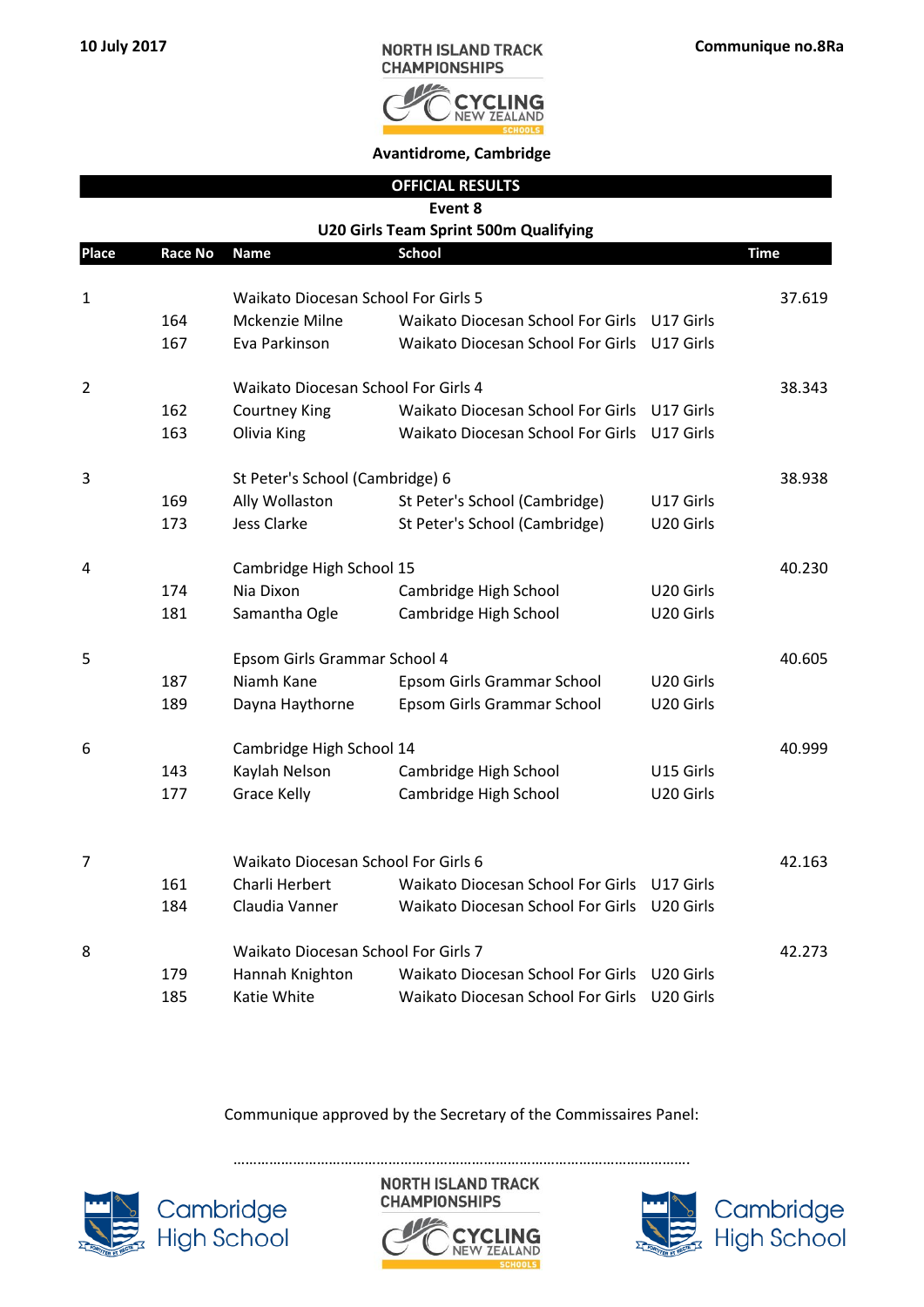10 July 2017

**Communique no.8Ra**

NORTH ISLAND TRACK CHAMPIONSHIPS

**Avantidrome, Cambridge**

## OFFICIAL RESULTS

### Event 8

### U20 Girls Team Sprint 500m Qualifying

| Place | Race No | Name | School | | Time |
|---|---|---|---|---|---|
| 1 | | Waikato Diocesan School For Girls 5 | | | 37.619 |
| | 164 | Mckenzie Milne | Waikato Diocesan School For Girls | U17 Girls | |
| | 167 | Eva Parkinson | Waikato Diocesan School For Girls | U17 Girls | |
| 2 | | Waikato Diocesan School For Girls 4 | | | 38.343 |
| | 162 | Courtney King | Waikato Diocesan School For Girls | U17 Girls | |
| | 163 | Olivia King | Waikato Diocesan School For Girls | U17 Girls | |
| 3 | | St Peter's School (Cambridge) 6 | | | 38.938 |
| | 169 | Ally Wollaston | St Peter's School (Cambridge) | U17 Girls | |
| | 173 | Jess Clarke | St Peter's School (Cambridge) | U20 Girls | |
| 4 | | Cambridge High School 15 | | | 40.230 |
| | 174 | Nia Dixon | Cambridge High School | U20 Girls | |
| | 181 | Samantha Ogle | Cambridge High School | U20 Girls | |
| 5 | | Epsom Girls Grammar School 4 | | | 40.605 |
| | 187 | Niamh Kane | Epsom Girls Grammar School | U20 Girls | |
| | 189 | Dayna Haythorne | Epsom Girls Grammar School | U20 Girls | |
| 6 | | Cambridge High School 14 | | | 40.999 |
| | 143 | Kaylah Nelson | Cambridge High School | U15 Girls | |
| | 177 | Grace Kelly | Cambridge High School | U20 Girls | |
| 7 | | Waikato Diocesan School For Girls 6 | | | 42.163 |
| | 161 | Charli Herbert | Waikato Diocesan School For Girls | U17 Girls | |
| | 184 | Claudia Vanner | Waikato Diocesan School For Girls | U20 Girls | |
| 8 | | Waikato Diocesan School For Girls 7 | | | 42.273 |
| | 179 | Hannah Knighton | Waikato Diocesan School For Girls | U20 Girls | |
| | 185 | Katie White | Waikato Diocesan School For Girls | U20 Girls | |

Communique approved by the Secretary of the Commissaires Panel:

……………………………………………………………………………………………………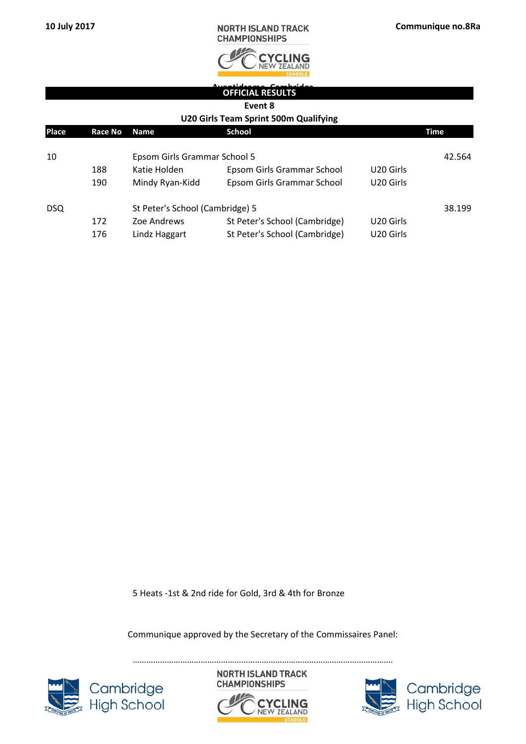10 July 2017

NORTH ISLAND TRACK CHAMPIONSHIPS

Communique no.8Ra

Avantidrome, Cambridge

## OFFICIAL RESULTS

### Event 8

### U20 Girls Team Sprint 500m Qualifying

| Place | Race No | Name | School | | Time |
|---|---|---|---|---|---|
| 10 | | Epsom Girls Grammar School 5 | | | 42.564 |
| | 188 | Katie Holden | Epsom Girls Grammar School | U20 Girls | |
| | 190 | Mindy Ryan-Kidd | Epsom Girls Grammar School | U20 Girls | |
| DSQ | | St Peter's School (Cambridge) 5 | | | 38.199 |
| | 172 | Zoe Andrews | St Peter's School (Cambridge) | U20 Girls | |
| | 176 | Lindz Haggart | St Peter's School (Cambridge) | U20 Girls | |

5 Heats -1st & 2nd ride for Gold, 3rd & 4th for Bronze

Communique approved by the Secretary of the Commissaires Panel:

…………………………………………………………………………………………………….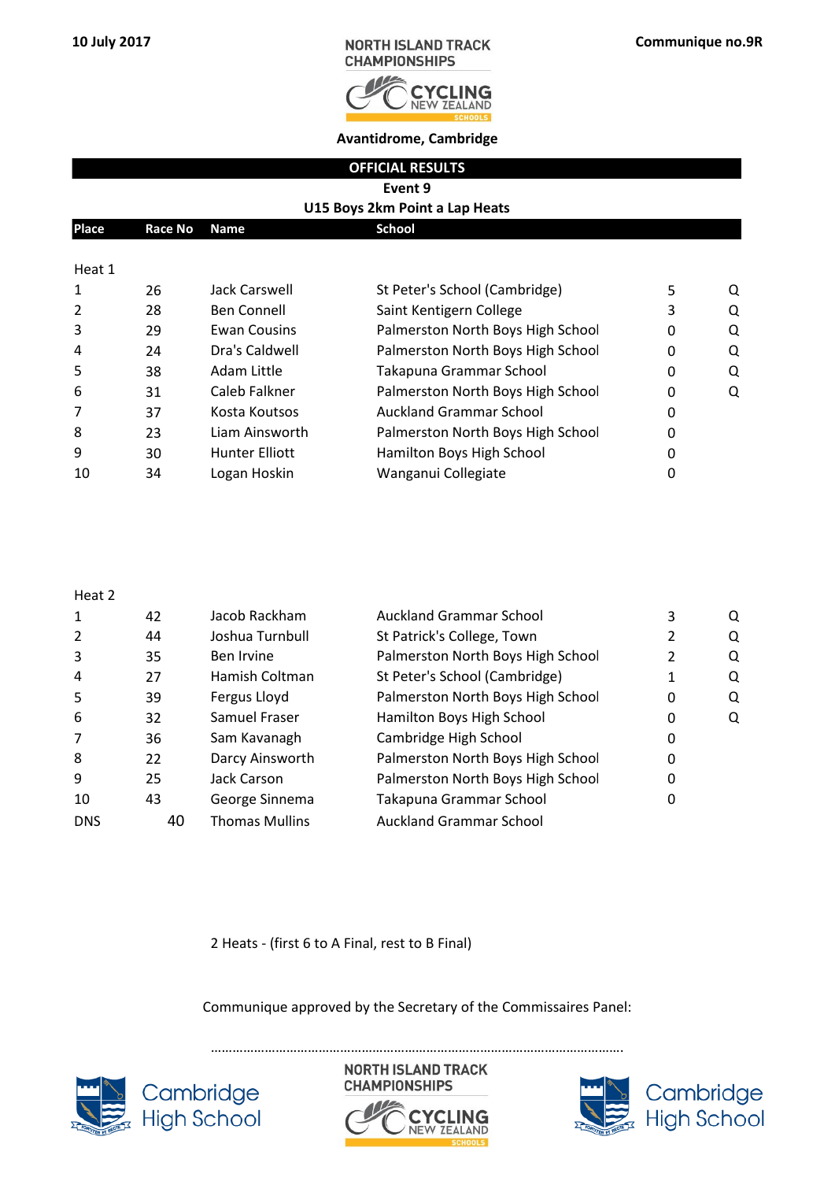10 July 2017

**NORTH ISLAND TRACK CHAMPIONSHIPS**

**Communique no.9R**

**Avantidrome, Cambridge**

## OFFICIAL RESULTS

### Event 9

### U15 Boys 2km Point a Lap Heats

| Place | Race No | Name | School | | |
|---|---|---|---|---|---|
| **Heat 1** | | | | | |
| 1 | 26 | Jack Carswell | St Peter's School (Cambridge) | 5 | Q |
| 2 | 28 | Ben Connell | Saint Kentigern College | 3 | Q |
| 3 | 29 | Ewan Cousins | Palmerston North Boys High School | 0 | Q |
| 4 | 24 | Dra's Caldwell | Palmerston North Boys High School | 0 | Q |
| 5 | 38 | Adam Little | Takapuna Grammar School | 0 | Q |
| 6 | 31 | Caleb Falkner | Palmerston North Boys High School | 0 | Q |
| 7 | 37 | Kosta Koutsos | Auckland Grammar School | 0 | |
| 8 | 23 | Liam Ainsworth | Palmerston North Boys High School | 0 | |
| 9 | 30 | Hunter Elliott | Hamilton Boys High School | 0 | |
| 10 | 34 | Logan Hoskin | Wanganui Collegiate | 0 | |
| **Heat 2** | | | | | |
| 1 | 42 | Jacob Rackham | Auckland Grammar School | 3 | Q |
| 2 | 44 | Joshua Turnbull | St Patrick's College, Town | 2 | Q |
| 3 | 35 | Ben Irvine | Palmerston North Boys High School | 2 | Q |
| 4 | 27 | Hamish Coltman | St Peter's School (Cambridge) | 1 | Q |
| 5 | 39 | Fergus Lloyd | Palmerston North Boys High School | 0 | Q |
| 6 | 32 | Samuel Fraser | Hamilton Boys High School | 0 | Q |
| 7 | 36 | Sam Kavanagh | Cambridge High School | 0 | |
| 8 | 22 | Darcy Ainsworth | Palmerston North Boys High School | 0 | |
| 9 | 25 | Jack Carson | Palmerston North Boys High School | 0 | |
| 10 | 43 | George Sinnema | Takapuna Grammar School | 0 | |
| DNS | 40 | Thomas Mullins | Auckland Grammar School | | |

2 Heats - (first 6 to A Final, rest to B Final)

Communique approved by the Secretary of the Commissaires Panel:

.................................................................................................................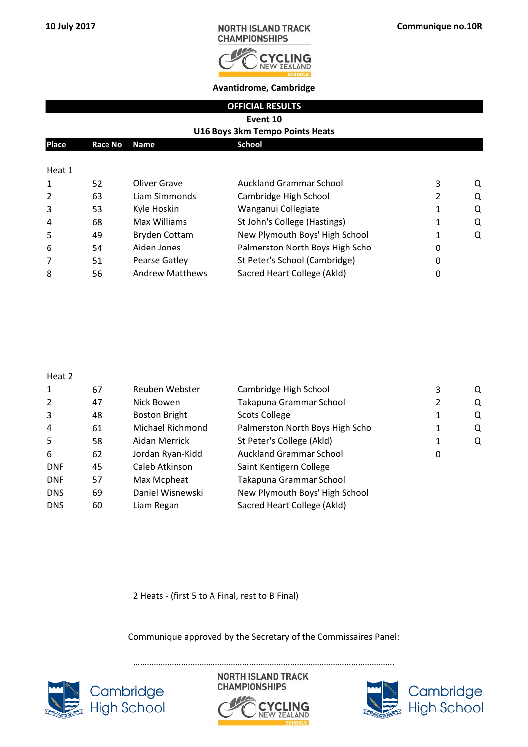10 July 2017

NORTH ISLAND TRACK CHAMPIONSHIPS

Communique no.10R

Avantidrome, Cambridge

**OFFICIAL RESULTS**

**Event 10**

**U16 Boys 3km Tempo Points Heats**

| Place | Race No | Name | School | | |
|---|---|---|---|---|---|
| Heat 1 | | | | | |
| 1 | 52 | Oliver Grave | Auckland Grammar School | 3 | Q |
| 2 | 63 | Liam Simmonds | Cambridge High School | 2 | Q |
| 3 | 53 | Kyle Hoskin | Wanganui Collegiate | 1 | Q |
| 4 | 68 | Max Williams | St John's College (Hastings) | 1 | Q |
| 5 | 49 | Bryden Cottam | New Plymouth Boys' High School | 1 | Q |
| 6 | 54 | Aiden Jones | Palmerston North Boys High Scho | 0 | |
| 7 | 51 | Pearse Gatley | St Peter's School (Cambridge) | 0 | |
| 8 | 56 | Andrew Matthews | Sacred Heart College (Akld) | 0 | |
| Heat 2 | | | | | |
| 1 | 67 | Reuben Webster | Cambridge High School | 3 | Q |
| 2 | 47 | Nick Bowen | Takapuna Grammar School | 2 | Q |
| 3 | 48 | Boston Bright | Scots College | 1 | Q |
| 4 | 61 | Michael Richmond | Palmerston North Boys High Scho | 1 | Q |
| 5 | 58 | Aidan Merrick | St Peter's College (Akld) | 1 | Q |
| 6 | 62 | Jordan Ryan-Kidd | Auckland Grammar School | 0 | |
| DNF | 45 | Caleb Atkinson | Saint Kentigern College | | |
| DNF | 57 | Max Mcpheat | Takapuna Grammar School | | |
| DNS | 69 | Daniel Wisnewski | New Plymouth Boys' High School | | |
| DNS | 60 | Liam Regan | Sacred Heart College (Akld) | | |

2 Heats - (first 5 to A Final, rest to B Final)

Communique approved by the Secretary of the Commissaires Panel:

..............................................................................................................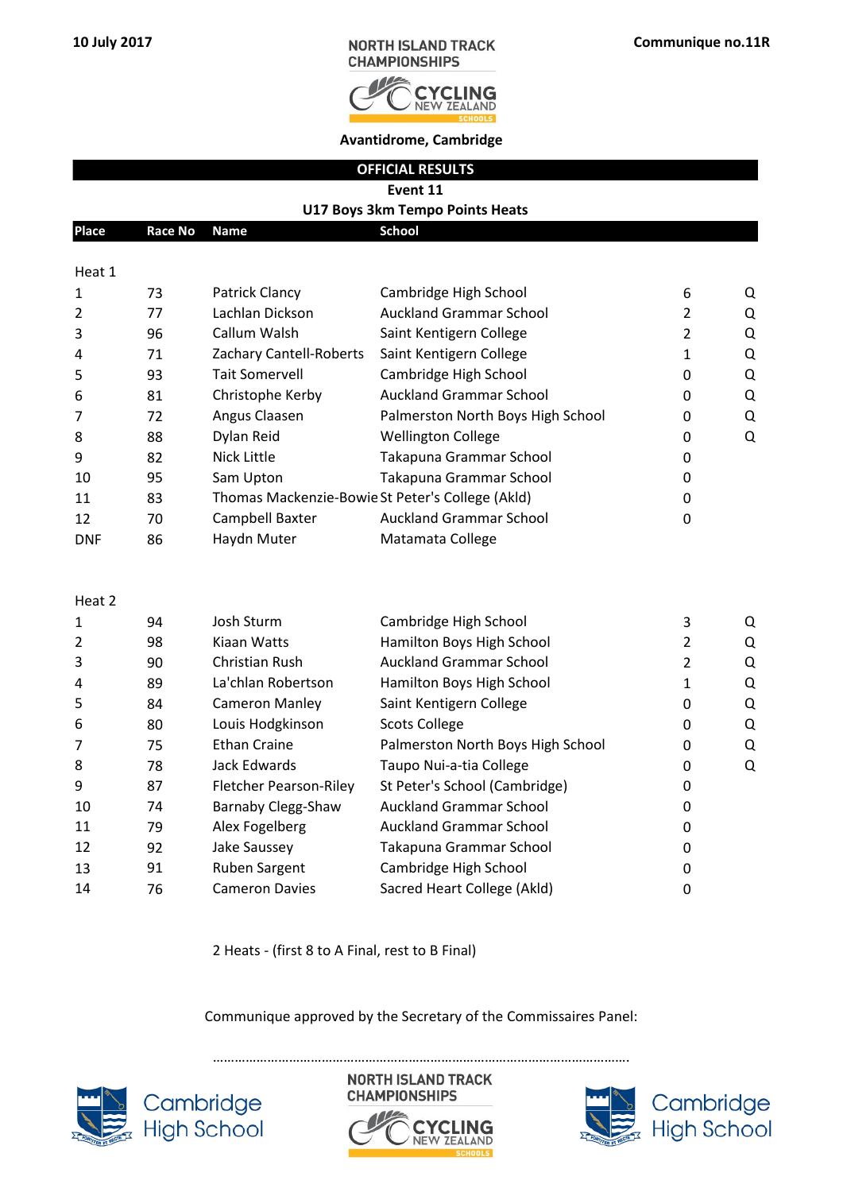10 July 2017

NORTH ISLAND TRACK CHAMPIONSHIPS

Communique no.11R

Avantidrome, Cambridge

**OFFICIAL RESULTS**

**Event 11**

**U17 Boys 3km Tempo Points Heats**

| Place | Race No | Name | School | | |
|---|---|---|---|---|---|
| Heat 1 | | | | | |
| 1 | 73 | Patrick Clancy | Cambridge High School | 6 | Q |
| 2 | 77 | Lachlan Dickson | Auckland Grammar School | 2 | Q |
| 3 | 96 | Callum Walsh | Saint Kentigern College | 2 | Q |
| 4 | 71 | Zachary Cantell-Roberts | Saint Kentigern College | 1 | Q |
| 5 | 93 | Tait Somervell | Cambridge High School | 0 | Q |
| 6 | 81 | Christophe Kerby | Auckland Grammar School | 0 | Q |
| 7 | 72 | Angus Claasen | Palmerston North Boys High School | 0 | Q |
| 8 | 88 | Dylan Reid | Wellington College | 0 | Q |
| 9 | 82 | Nick Little | Takapuna Grammar School | 0 | |
| 10 | 95 | Sam Upton | Takapuna Grammar School | 0 | |
| 11 | 83 | Thomas Mackenzie-Bowie | St Peter's College (Akld) | 0 | |
| 12 | 70 | Campbell Baxter | Auckland Grammar School | 0 | |
| DNF | 86 | Haydn Muter | Matamata College | | |
| Heat 2 | | | | | |
| 1 | 94 | Josh Sturm | Cambridge High School | 3 | Q |
| 2 | 98 | Kiaan Watts | Hamilton Boys High School | 2 | Q |
| 3 | 90 | Christian Rush | Auckland Grammar School | 2 | Q |
| 4 | 89 | La'chlan Robertson | Hamilton Boys High School | 1 | Q |
| 5 | 84 | Cameron Manley | Saint Kentigern College | 0 | Q |
| 6 | 80 | Louis Hodgkinson | Scots College | 0 | Q |
| 7 | 75 | Ethan Craine | Palmerston North Boys High School | 0 | Q |
| 8 | 78 | Jack Edwards | Taupo Nui-a-tia College | 0 | Q |
| 9 | 87 | Fletcher Pearson-Riley | St Peter's School (Cambridge) | 0 | |
| 10 | 74 | Barnaby Clegg-Shaw | Auckland Grammar School | 0 | |
| 11 | 79 | Alex Fogelberg | Auckland Grammar School | 0 | |
| 12 | 92 | Jake Saussey | Takapuna Grammar School | 0 | |
| 13 | 91 | Ruben Sargent | Cambridge High School | 0 | |
| 14 | 76 | Cameron Davies | Sacred Heart College (Akld) | 0 | |

2 Heats - (first 8 to A Final, rest to B Final)

Communique approved by the Secretary of the Commissaires Panel:

……………………………………………………………………………………………………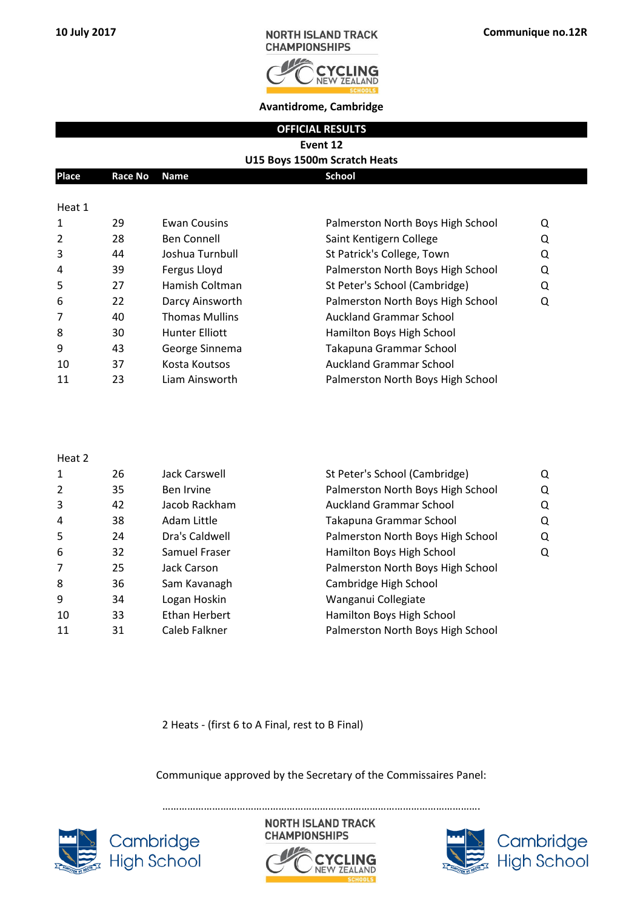10 July 2017

NORTH ISLAND TRACK CHAMPIONSHIPS

Communique no.12R

Avantidrome, Cambridge

## OFFICIAL RESULTS

### Event 12

### U15 Boys 1500m Scratch Heats

| Place | Race No | Name | School | |
|---|---|---|---|---|
| **Heat 1** | | | | |
| 1 | 29 | Ewan Cousins | Palmerston North Boys High School | Q |
| 2 | 28 | Ben Connell | Saint Kentigern College | Q |
| 3 | 44 | Joshua Turnbull | St Patrick's College, Town | Q |
| 4 | 39 | Fergus Lloyd | Palmerston North Boys High School | Q |
| 5 | 27 | Hamish Coltman | St Peter's School (Cambridge) | Q |
| 6 | 22 | Darcy Ainsworth | Palmerston North Boys High School | Q |
| 7 | 40 | Thomas Mullins | Auckland Grammar School | |
| 8 | 30 | Hunter Elliott | Hamilton Boys High School | |
| 9 | 43 | George Sinnema | Takapuna Grammar School | |
| 10 | 37 | Kosta Koutsos | Auckland Grammar School | |
| 11 | 23 | Liam Ainsworth | Palmerston North Boys High School | |
| **Heat 2** | | | | |
| 1 | 26 | Jack Carswell | St Peter's School (Cambridge) | Q |
| 2 | 35 | Ben Irvine | Palmerston North Boys High School | Q |
| 3 | 42 | Jacob Rackham | Auckland Grammar School | Q |
| 4 | 38 | Adam Little | Takapuna Grammar School | Q |
| 5 | 24 | Dra's Caldwell | Palmerston North Boys High School | Q |
| 6 | 32 | Samuel Fraser | Hamilton Boys High School | Q |
| 7 | 25 | Jack Carson | Palmerston North Boys High School | |
| 8 | 36 | Sam Kavanagh | Cambridge High School | |
| 9 | 34 | Logan Hoskin | Wanganui Collegiate | |
| 10 | 33 | Ethan Herbert | Hamilton Boys High School | |
| 11 | 31 | Caleb Falkner | Palmerston North Boys High School | |

2 Heats - (first 6 to A Final, rest to B Final)

Communique approved by the Secretary of the Commissaires Panel:

.....................................................................................................

Cambridge High School

NORTH ISLAND TRACK CHAMPIONSHIPS

Cambridge High School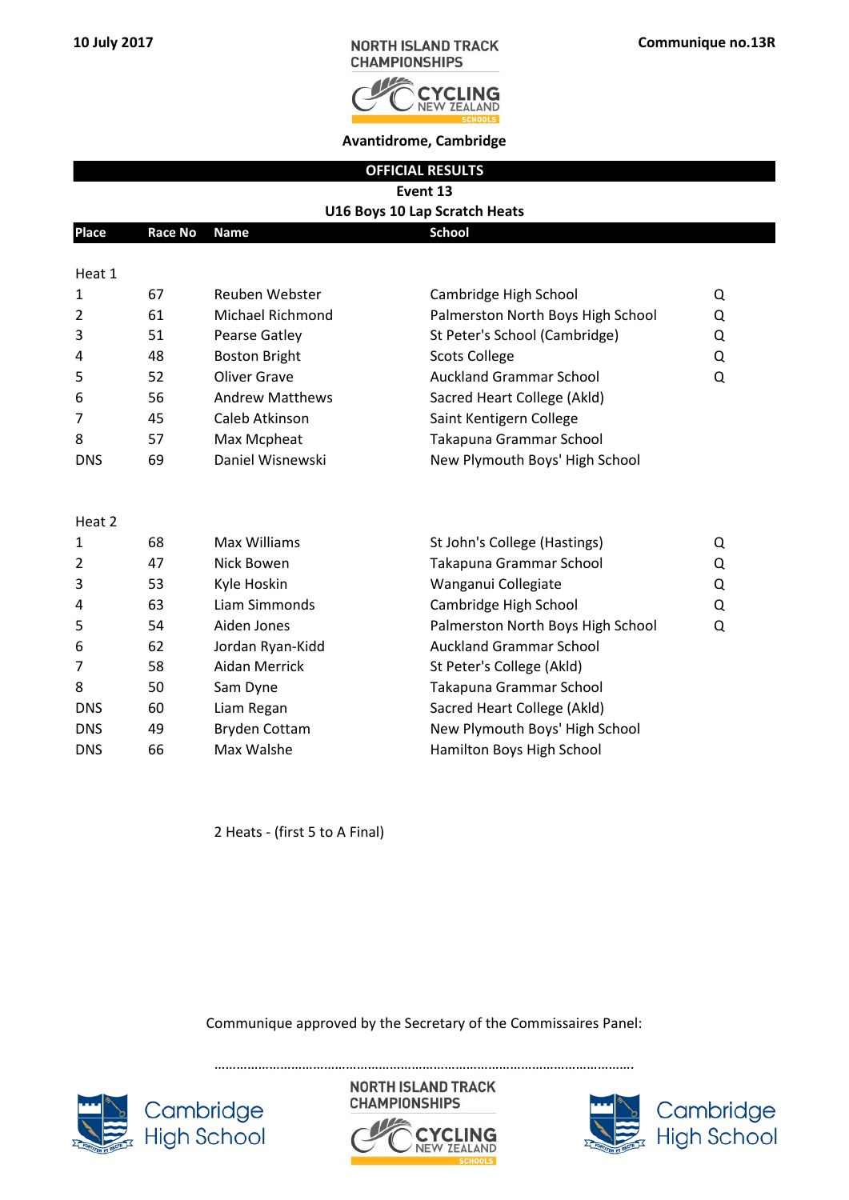10 July 2017

NORTH ISLAND TRACK CHAMPIONSHIPS

Communique no.13R

**Avantidrome, Cambridge**

## OFFICIAL RESULTS

**Event 13**

**U16 Boys 10 Lap Scratch Heats**

| Place | Race No | Name | School | |
|---|---|---|---|---|
| **Heat 1** | | | | |
| 1 | 67 | Reuben Webster | Cambridge High School | Q |
| 2 | 61 | Michael Richmond | Palmerston North Boys High School | Q |
| 3 | 51 | Pearse Gatley | St Peter's School (Cambridge) | Q |
| 4 | 48 | Boston Bright | Scots College | Q |
| 5 | 52 | Oliver Grave | Auckland Grammar School | Q |
| 6 | 56 | Andrew Matthews | Sacred Heart College (Akld) | |
| 7 | 45 | Caleb Atkinson | Saint Kentigern College | |
| 8 | 57 | Max Mcpheat | Takapuna Grammar School | |
| DNS | 69 | Daniel Wisnewski | New Plymouth Boys' High School | |
| **Heat 2** | | | | |
| 1 | 68 | Max Williams | St John's College (Hastings) | Q |
| 2 | 47 | Nick Bowen | Takapuna Grammar School | Q |
| 3 | 53 | Kyle Hoskin | Wanganui Collegiate | Q |
| 4 | 63 | Liam Simmonds | Cambridge High School | Q |
| 5 | 54 | Aiden Jones | Palmerston North Boys High School | Q |
| 6 | 62 | Jordan Ryan-Kidd | Auckland Grammar School | |
| 7 | 58 | Aidan Merrick | St Peter's College (Akld) | |
| 8 | 50 | Sam Dyne | Takapuna Grammar School | |
| DNS | 60 | Liam Regan | Sacred Heart College (Akld) | |
| DNS | 49 | Bryden Cottam | New Plymouth Boys' High School | |
| DNS | 66 | Max Walshe | Hamilton Boys High School | |

2 Heats - (first 5 to A Final)

Communique approved by the Secretary of the Commissaires Panel:

..........................................................................................................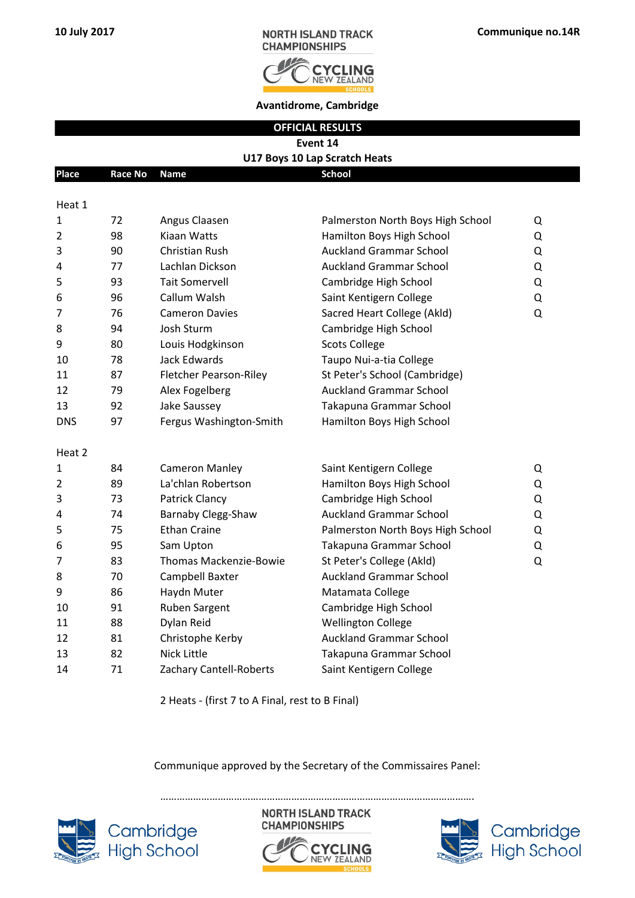10 July 2017

NORTH ISLAND TRACK CHAMPIONSHIPS

Communique no.14R

Avantidrome, Cambridge

## OFFICIAL RESULTS

### Event 14

### U17 Boys 10 Lap Scratch Heats

| Place | Race No | Name | School | |
|---|---|---|---|---|
| Heat 1 | | | | |
| 1 | 72 | Angus Claasen | Palmerston North Boys High School | Q |
| 2 | 98 | Kiaan Watts | Hamilton Boys High School | Q |
| 3 | 90 | Christian Rush | Auckland Grammar School | Q |
| 4 | 77 | Lachlan Dickson | Auckland Grammar School | Q |
| 5 | 93 | Tait Somervell | Cambridge High School | Q |
| 6 | 96 | Callum Walsh | Saint Kentigern College | Q |
| 7 | 76 | Cameron Davies | Sacred Heart College (Akld) | Q |
| 8 | 94 | Josh Sturm | Cambridge High School | |
| 9 | 80 | Louis Hodgkinson | Scots College | |
| 10 | 78 | Jack Edwards | Taupo Nui-a-tia College | |
| 11 | 87 | Fletcher Pearson-Riley | St Peter's School (Cambridge) | |
| 12 | 79 | Alex Fogelberg | Auckland Grammar School | |
| 13 | 92 | Jake Saussey | Takapuna Grammar School | |
| DNS | 97 | Fergus Washington-Smith | Hamilton Boys High School | |
| Heat 2 | | | | |
| 1 | 84 | Cameron Manley | Saint Kentigern College | Q |
| 2 | 89 | La'chlan Robertson | Hamilton Boys High School | Q |
| 3 | 73 | Patrick Clancy | Cambridge High School | Q |
| 4 | 74 | Barnaby Clegg-Shaw | Auckland Grammar School | Q |
| 5 | 75 | Ethan Craine | Palmerston North Boys High School | Q |
| 6 | 95 | Sam Upton | Takapuna Grammar School | Q |
| 7 | 83 | Thomas Mackenzie-Bowie | St Peter's College (Akld) | Q |
| 8 | 70 | Campbell Baxter | Auckland Grammar School | |
| 9 | 86 | Haydn Muter | Matamata College | |
| 10 | 91 | Ruben Sargent | Cambridge High School | |
| 11 | 88 | Dylan Reid | Wellington College | |
| 12 | 81 | Christophe Kerby | Auckland Grammar School | |
| 13 | 82 | Nick Little | Takapuna Grammar School | |
| 14 | 71 | Zachary Cantell-Roberts | Saint Kentigern College | |

2 Heats - (first 7 to A Final, rest to B Final)

Communique approved by the Secretary of the Commissaires Panel:

………………………………………………………………………………………………….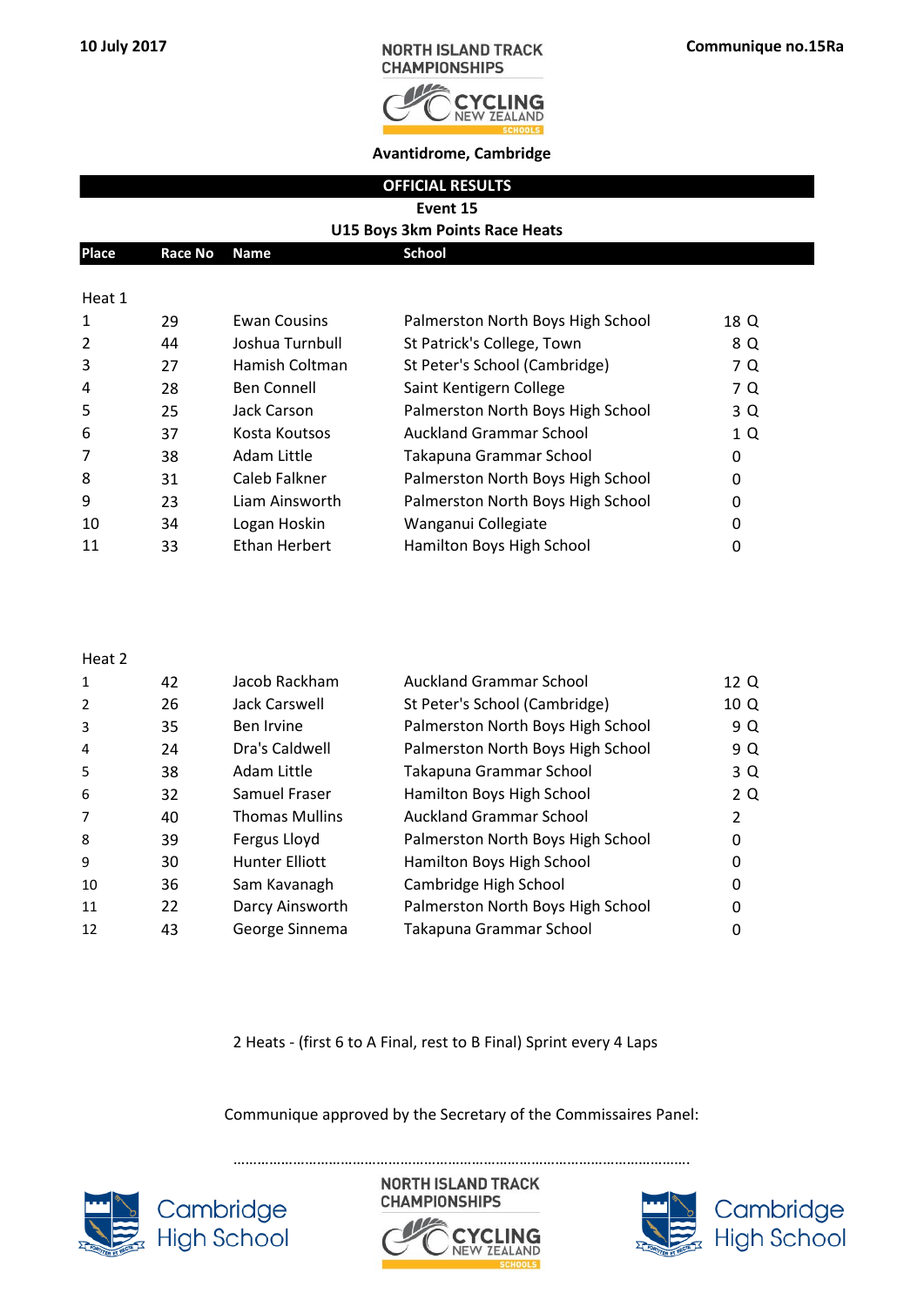10 July 2017

NORTH ISLAND TRACK CHAMPIONSHIPS

Communique no.15Ra

**Avantidrome, Cambridge**

## OFFICIAL RESULTS

**Event 15**

**U15 Boys 3km Points Race Heats**

| Place | Race No | Name | School | |
|---|---|---|---|---|
| **Heat 1** | | | | |
| 1 | 29 | Ewan Cousins | Palmerston North Boys High School | 18 Q |
| 2 | 44 | Joshua Turnbull | St Patrick's College, Town | 8 Q |
| 3 | 27 | Hamish Coltman | St Peter's School (Cambridge) | 7 Q |
| 4 | 28 | Ben Connell | Saint Kentigern College | 7 Q |
| 5 | 25 | Jack Carson | Palmerston North Boys High School | 3 Q |
| 6 | 37 | Kosta Koutsos | Auckland Grammar School | 1 Q |
| 7 | 38 | Adam Little | Takapuna Grammar School | 0 |
| 8 | 31 | Caleb Falkner | Palmerston North Boys High School | 0 |
| 9 | 23 | Liam Ainsworth | Palmerston North Boys High School | 0 |
| 10 | 34 | Logan Hoskin | Wanganui Collegiate | 0 |
| 11 | 33 | Ethan Herbert | Hamilton Boys High School | 0 |
| **Heat 2** | | | | |
| 1 | 42 | Jacob Rackham | Auckland Grammar School | 12 Q |
| 2 | 26 | Jack Carswell | St Peter's School (Cambridge) | 10 Q |
| 3 | 35 | Ben Irvine | Palmerston North Boys High School | 9 Q |
| 4 | 24 | Dra's Caldwell | Palmerston North Boys High School | 9 Q |
| 5 | 38 | Adam Little | Takapuna Grammar School | 3 Q |
| 6 | 32 | Samuel Fraser | Hamilton Boys High School | 2 Q |
| 7 | 40 | Thomas Mullins | Auckland Grammar School | 2 |
| 8 | 39 | Fergus Lloyd | Palmerston North Boys High School | 0 |
| 9 | 30 | Hunter Elliott | Hamilton Boys High School | 0 |
| 10 | 36 | Sam Kavanagh | Cambridge High School | 0 |
| 11 | 22 | Darcy Ainsworth | Palmerston North Boys High School | 0 |
| 12 | 43 | George Sinnema | Takapuna Grammar School | 0 |

2 Heats - (first 6 to A Final, rest to B Final) Sprint every 4 Laps

Communique approved by the Secretary of the Commissaires Panel:

.............................................................................................................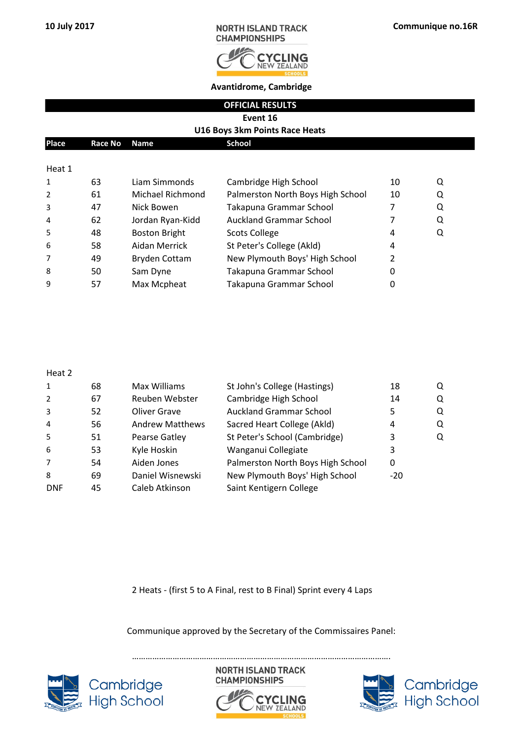10 July 2017

**NORTH ISLAND TRACK CHAMPIONSHIPS**

**Communique no.16R**

**Avantidrome, Cambridge**

**OFFICIAL RESULTS**

**Event 16**

**U16 Boys 3km Points Race Heats**

| Place | Race No | Name | School | | |
|---|---|---|---|---|---|
| Heat 1 | | | | | |
| 1 | 63 | Liam Simmonds | Cambridge High School | 10 | Q |
| 2 | 61 | Michael Richmond | Palmerston North Boys High School | 10 | Q |
| 3 | 47 | Nick Bowen | Takapuna Grammar School | 7 | Q |
| 4 | 62 | Jordan Ryan-Kidd | Auckland Grammar School | 7 | Q |
| 5 | 48 | Boston Bright | Scots College | 4 | Q |
| 6 | 58 | Aidan Merrick | St Peter's College (Akld) | 4 | |
| 7 | 49 | Bryden Cottam | New Plymouth Boys' High School | 2 | |
| 8 | 50 | Sam Dyne | Takapuna Grammar School | 0 | |
| 9 | 57 | Max Mcpheat | Takapuna Grammar School | 0 | |
| Heat 2 | | | | | |
| 1 | 68 | Max Williams | St John's College (Hastings) | 18 | Q |
| 2 | 67 | Reuben Webster | Cambridge High School | 14 | Q |
| 3 | 52 | Oliver Grave | Auckland Grammar School | 5 | Q |
| 4 | 56 | Andrew Matthews | Sacred Heart College (Akld) | 4 | Q |
| 5 | 51 | Pearse Gatley | St Peter's School (Cambridge) | 3 | Q |
| 6 | 53 | Kyle Hoskin | Wanganui Collegiate | 3 | |
| 7 | 54 | Aiden Jones | Palmerston North Boys High School | 0 | |
| 8 | 69 | Daniel Wisnewski | New Plymouth Boys' High School | -20 | |
| DNF | 45 | Caleb Atkinson | Saint Kentigern College | | |

2 Heats - (first 5 to A Final, rest to B Final) Sprint every 4 Laps

Communique approved by the Secretary of the Commissaires Panel:

……………………………………………………………………………………………….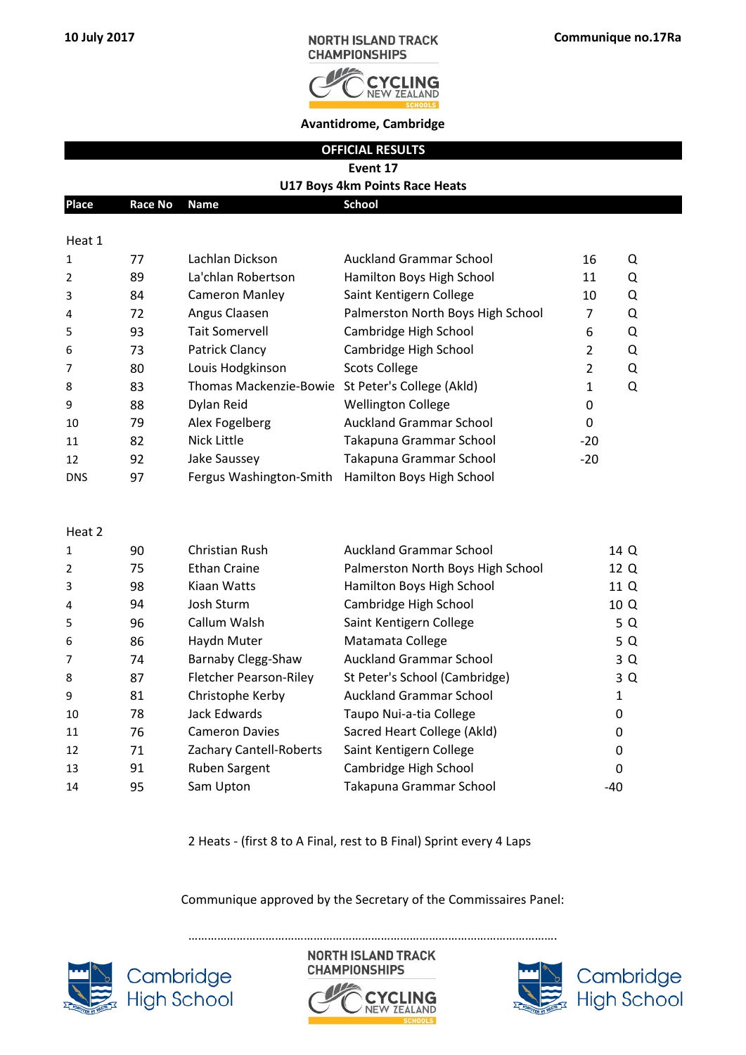10 July 2017

NORTH ISLAND TRACK CHAMPIONSHIPS

Communique no.17Ra

Avantidrome, Cambridge

## OFFICIAL RESULTS

### Event 17

### U17 Boys 4km Points Race Heats

| Place | Race No | Name | School | | |
|---|---|---|---|---|---|
| **Heat 1** | | | | | |
| 1 | 77 | Lachlan Dickson | Auckland Grammar School | 16 | Q |
| 2 | 89 | La'chlan Robertson | Hamilton Boys High School | 11 | Q |
| 3 | 84 | Cameron Manley | Saint Kentigern College | 10 | Q |
| 4 | 72 | Angus Claasen | Palmerston North Boys High School | 7 | Q |
| 5 | 93 | Tait Somervell | Cambridge High School | 6 | Q |
| 6 | 73 | Patrick Clancy | Cambridge High School | 2 | Q |
| 7 | 80 | Louis Hodgkinson | Scots College | 2 | Q |
| 8 | 83 | Thomas Mackenzie-Bowie | St Peter's College (Akld) | 1 | Q |
| 9 | 88 | Dylan Reid | Wellington College | 0 | |
| 10 | 79 | Alex Fogelberg | Auckland Grammar School | 0 | |
| 11 | 82 | Nick Little | Takapuna Grammar School | -20 | |
| 12 | 92 | Jake Saussey | Takapuna Grammar School | -20 | |
| DNS | 97 | Fergus Washington-Smith | Hamilton Boys High School | | |
| **Heat 2** | | | | | |
| 1 | 90 | Christian Rush | Auckland Grammar School | 14 | Q |
| 2 | 75 | Ethan Craine | Palmerston North Boys High School | 12 | Q |
| 3 | 98 | Kiaan Watts | Hamilton Boys High School | 11 | Q |
| 4 | 94 | Josh Sturm | Cambridge High School | 10 | Q |
| 5 | 96 | Callum Walsh | Saint Kentigern College | 5 | Q |
| 6 | 86 | Haydn Muter | Matamata College | 5 | Q |
| 7 | 74 | Barnaby Clegg-Shaw | Auckland Grammar School | 3 | Q |
| 8 | 87 | Fletcher Pearson-Riley | St Peter's School (Cambridge) | 3 | Q |
| 9 | 81 | Christophe Kerby | Auckland Grammar School | 1 | |
| 10 | 78 | Jack Edwards | Taupo Nui-a-tia College | 0 | |
| 11 | 76 | Cameron Davies | Sacred Heart College (Akld) | 0 | |
| 12 | 71 | Zachary Cantell-Roberts | Saint Kentigern College | 0 | |
| 13 | 91 | Ruben Sargent | Cambridge High School | 0 | |
| 14 | 95 | Sam Upton | Takapuna Grammar School | -40 | |

2 Heats - (first 8 to A Final, rest to B Final) Sprint every 4 Laps

Communique approved by the Secretary of the Commissaires Panel:

……………………………………………………………………………………………………